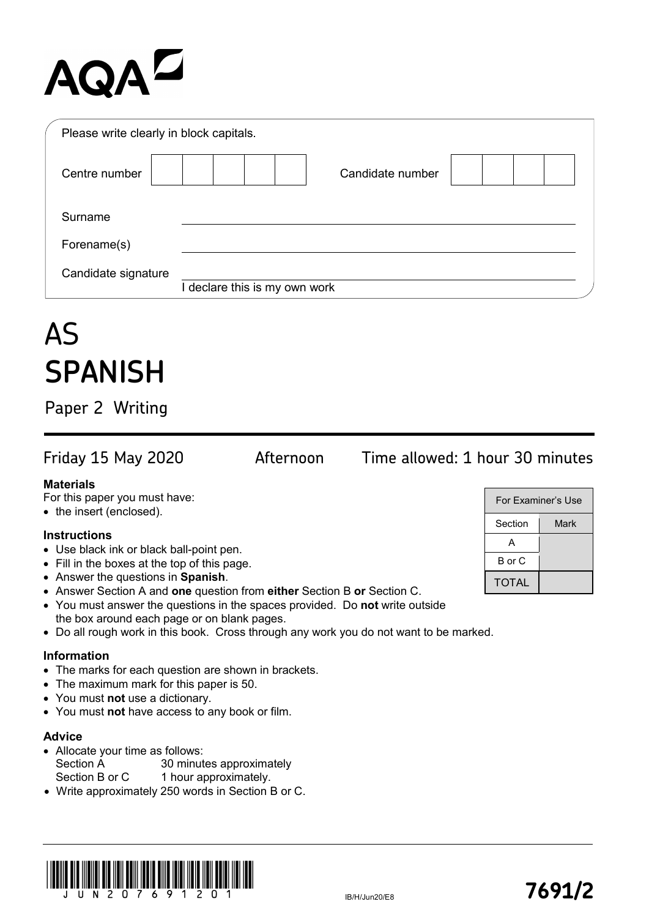AQA

Please write clearly in block capitals.

| Centre number | | Candidate number | |
|---|---|---|---|

Surname ____________________

Forename(s) ____________________

Candidate signature ____________________
I declare this is my own work

# AS SPANISH

## Paper 2 Writing

Friday 15 May 2020 Afternoon Time allowed: 1 hour 30 minutes

**Materials**
For this paper you must have:
- the insert (enclosed).

**Instructions**
- Use black ink or black ball-point pen.
- Fill in the boxes at the top of this page.
- Answer the questions in **Spanish**.
- Answer Section A and **one** question from **either** Section B **or** Section C.
- You must answer the questions in the spaces provided. Do **not** write outside the box around each page or on blank pages.
- Do all rough work in this book. Cross through any work you do not want to be marked.

**Information**
- The marks for each question are shown in brackets.
- The maximum mark for this paper is 50.
- You must **not** use a dictionary.
- You must **not** have access to any book or film.

**Advice**
- Allocate your time as follows:
  Section A 30 minutes approximately
  Section B or C 1 hour approximately.
- Write approximately 250 words in Section B or C.

| For Examiner's Use | |
|---|---|
| Section | Mark |
| A | |
| B or C | |
| TOTAL | |

IB/H/Jun20/E8

7691/2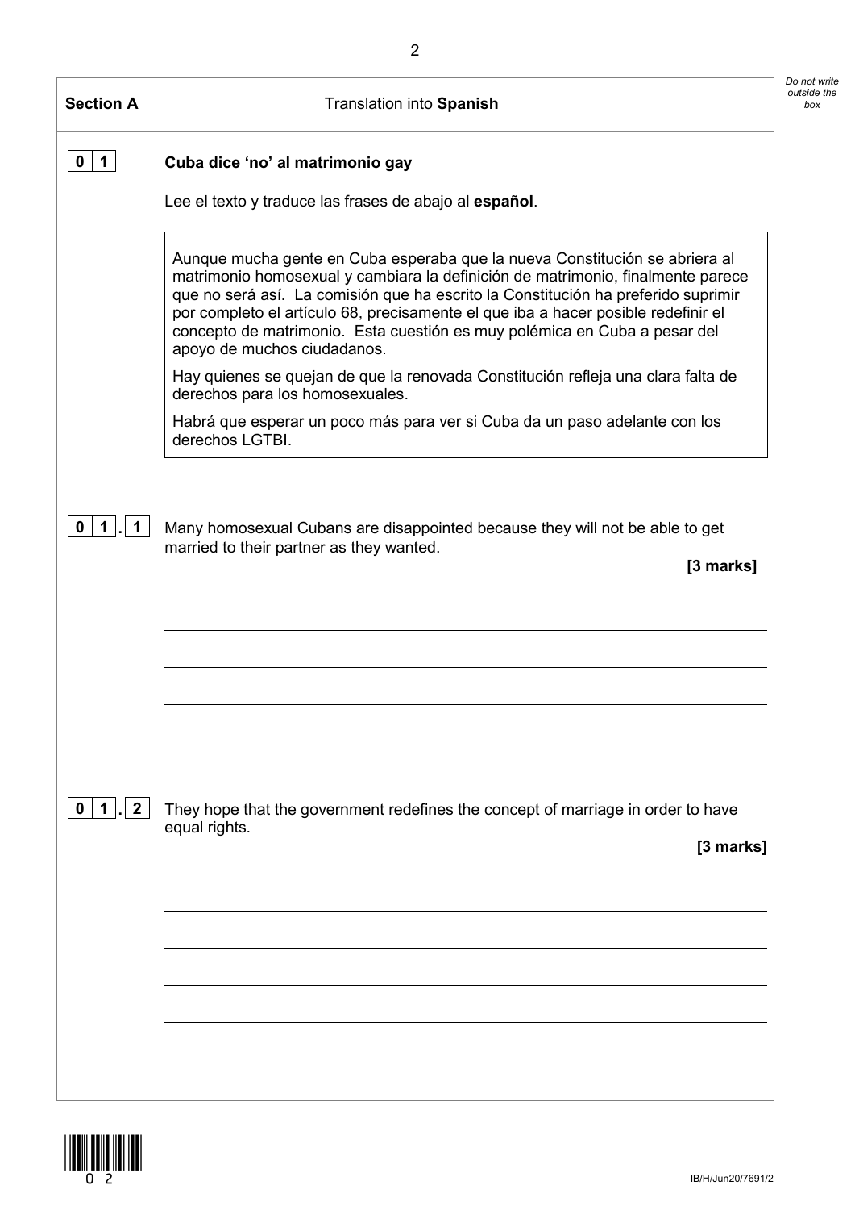## Section A — Translation into **Spanish**

*Do not write outside the box*

### 0 1 Cuba dice 'no' al matrimonio gay

Lee el texto y traduce las frases de abajo al **español**.

> Aunque mucha gente en Cuba esperaba que la nueva Constitución se abriera al matrimonio homosexual y cambiara la definición de matrimonio, finalmente parece que no será así. La comisión que ha escrito la Constitución ha preferido suprimir por completo el artículo 68, precisamente el que iba a hacer posible redefinir el concepto de matrimonio. Esta cuestión es muy polémica en Cuba a pesar del apoyo de muchos ciudadanos.
>
> Hay quienes se quejan de que la renovada Constitución refleja una clara falta de derechos para los homosexuales.
>
> Habrá que esperar un poco más para ver si Cuba da un paso adelante con los derechos LGTBI.

**0 1 . 1** Many homosexual Cubans are disappointed because they will not be able to get married to their partner as they wanted.

**[3 marks]**

______________________________________________________________________

______________________________________________________________________

______________________________________________________________________

______________________________________________________________________

**0 1 . 2** They hope that the government redefines the concept of marriage in order to have equal rights.

**[3 marks]**

______________________________________________________________________

______________________________________________________________________

______________________________________________________________________

______________________________________________________________________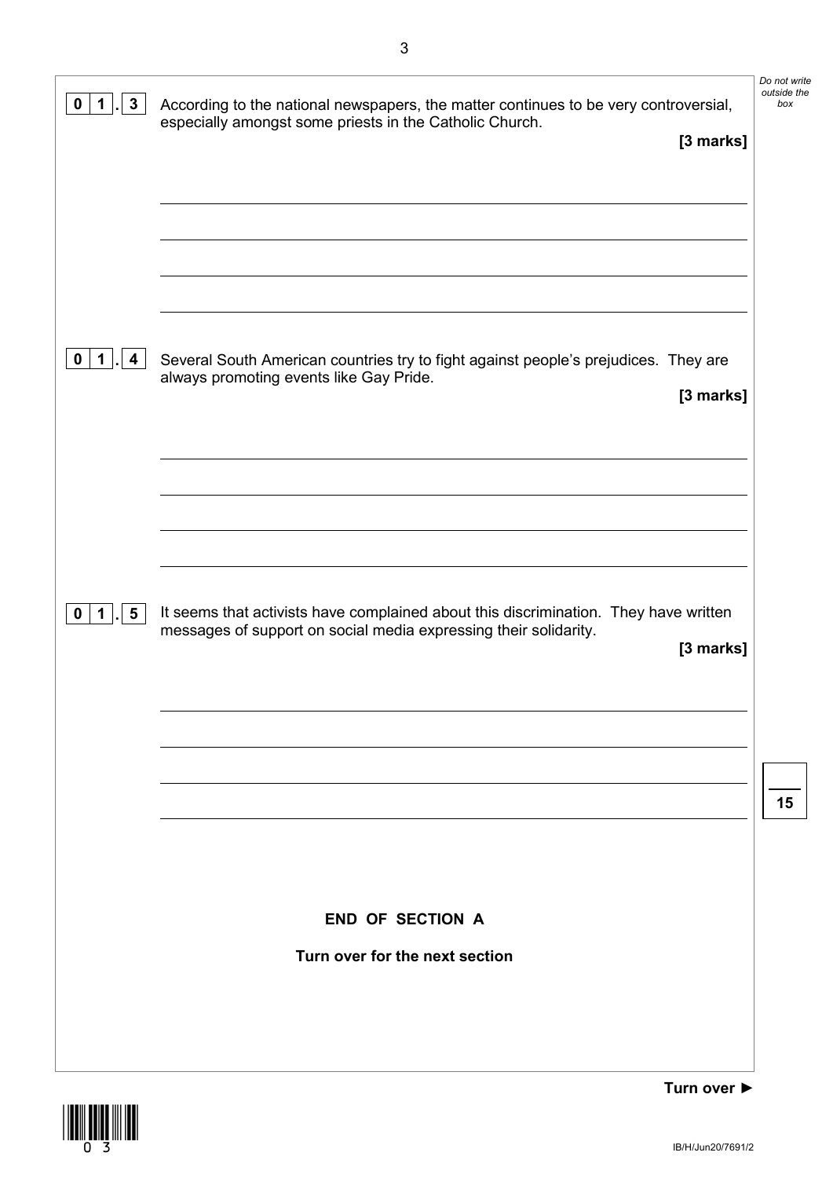**0 1 . 3** According to the national newspapers, the matter continues to be very controversial, especially amongst some priests in the Catholic Church.

**[3 marks]**

**0 1 . 4** Several South American countries try to fight against people's prejudices. They are always promoting events like Gay Pride.

**[3 marks]**

**0 1 . 5** It seems that activists have complained about this discrimination. They have written messages of support on social media expressing their solidarity.

**[3 marks]**

**15**

**END OF SECTION A**

**Turn over for the next section**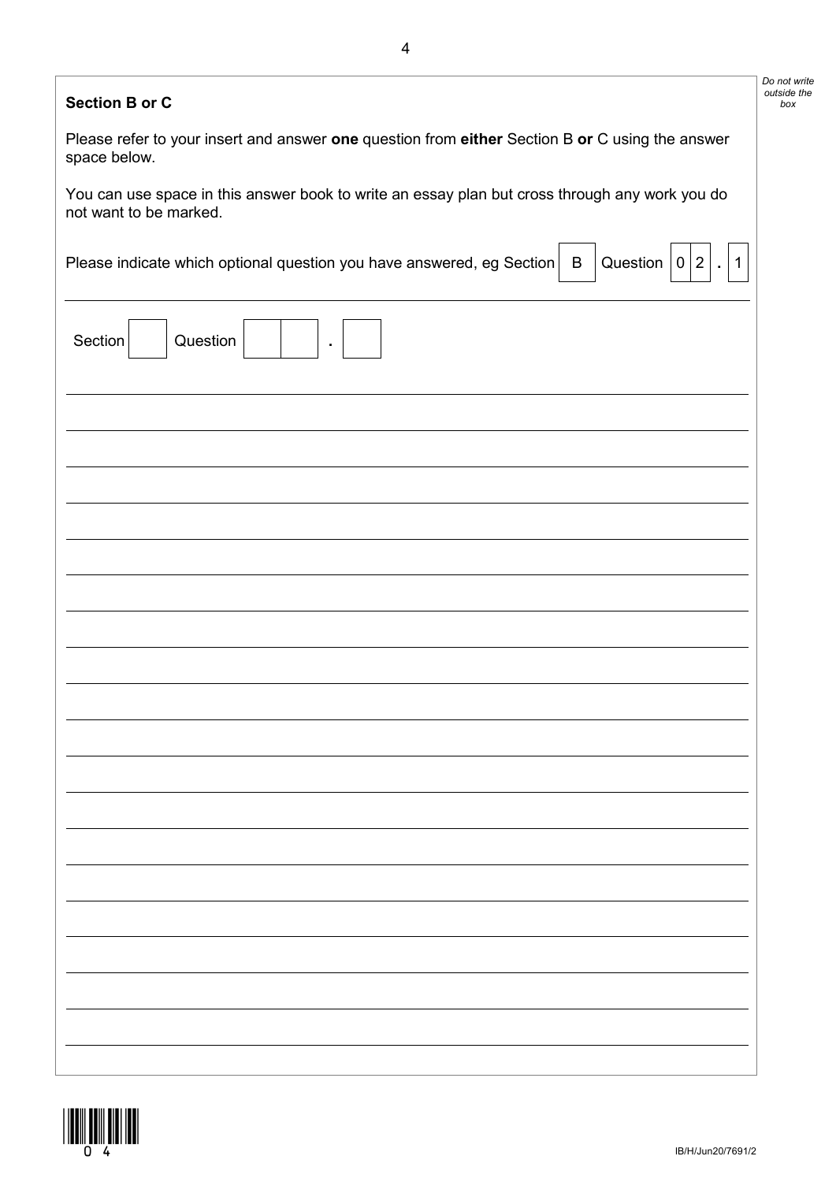**Section B or C**

Please refer to your insert and answer **one** question from **either** Section B **or** C using the answer space below.

You can use space in this answer book to write an essay plan but cross through any work you do not want to be marked.

Please indicate which optional question you have answered, eg Section | B | Question | 0 | 2 | . | 1 |

Section | | Question | | | . | |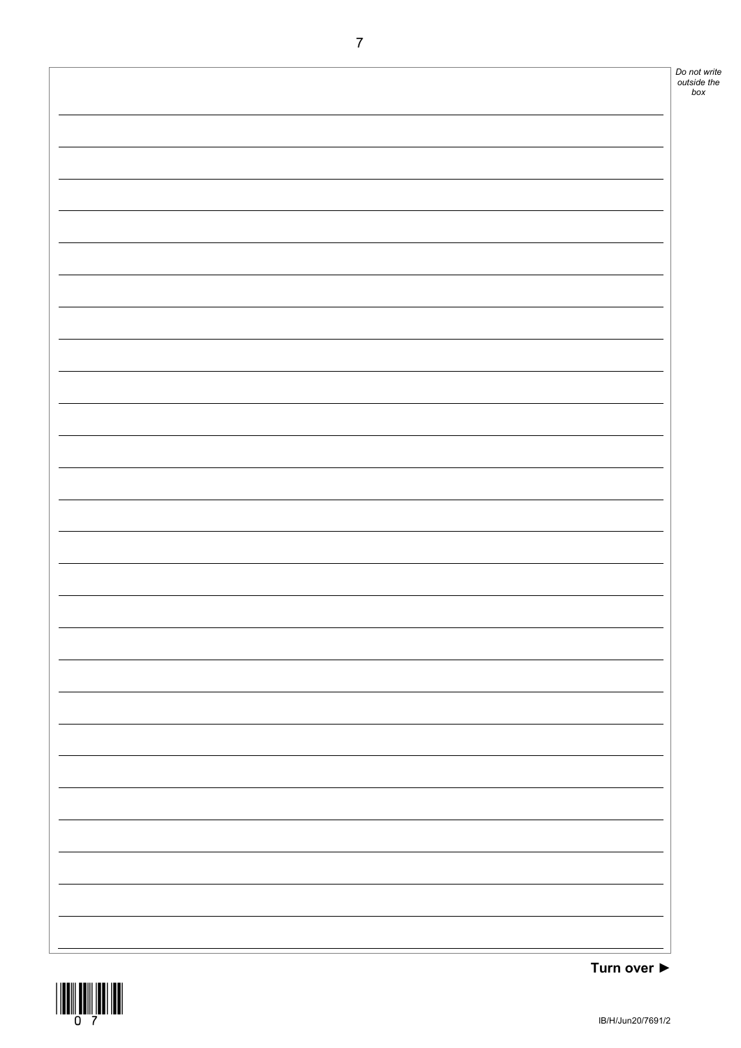Turn over ►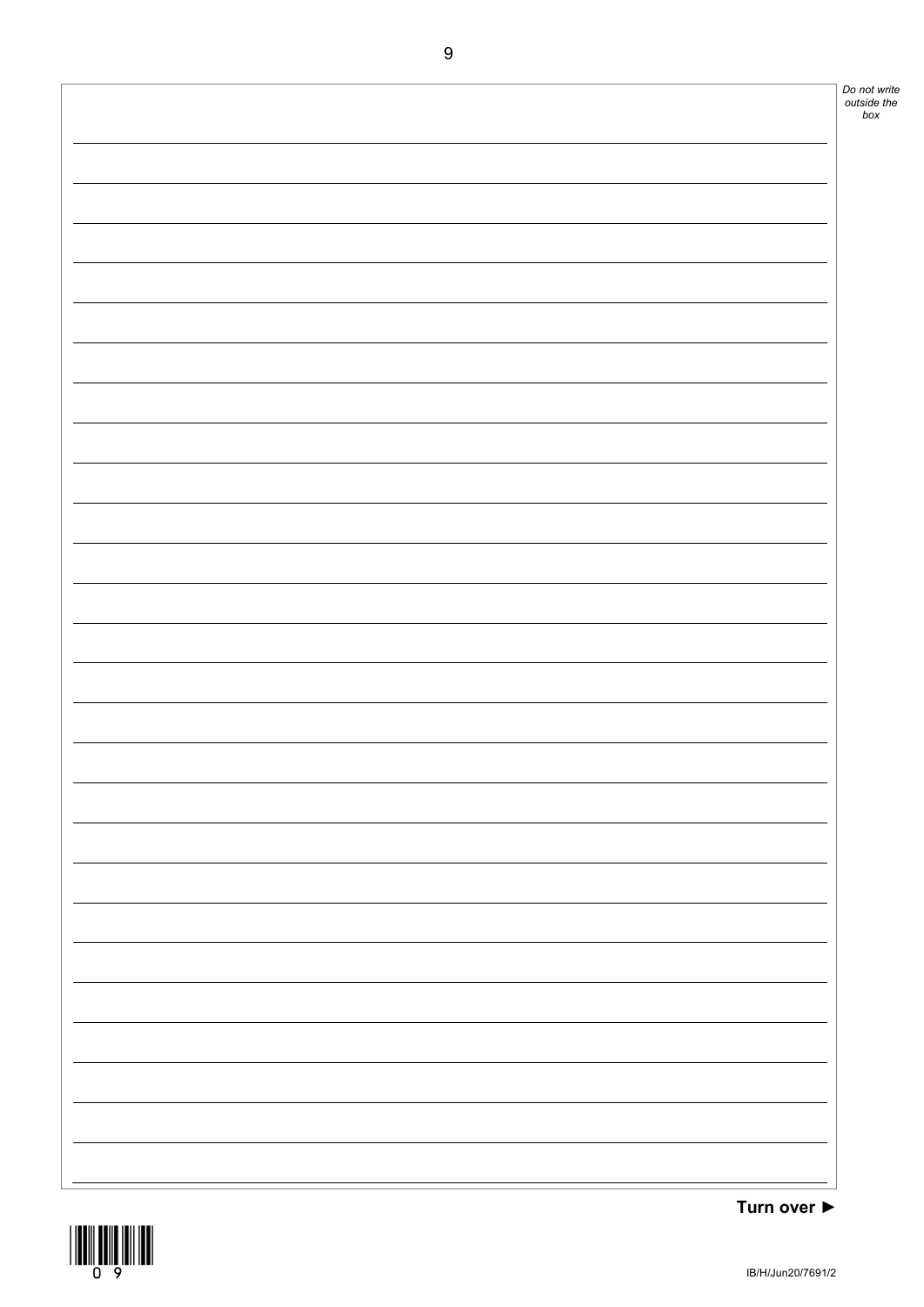Turn over ►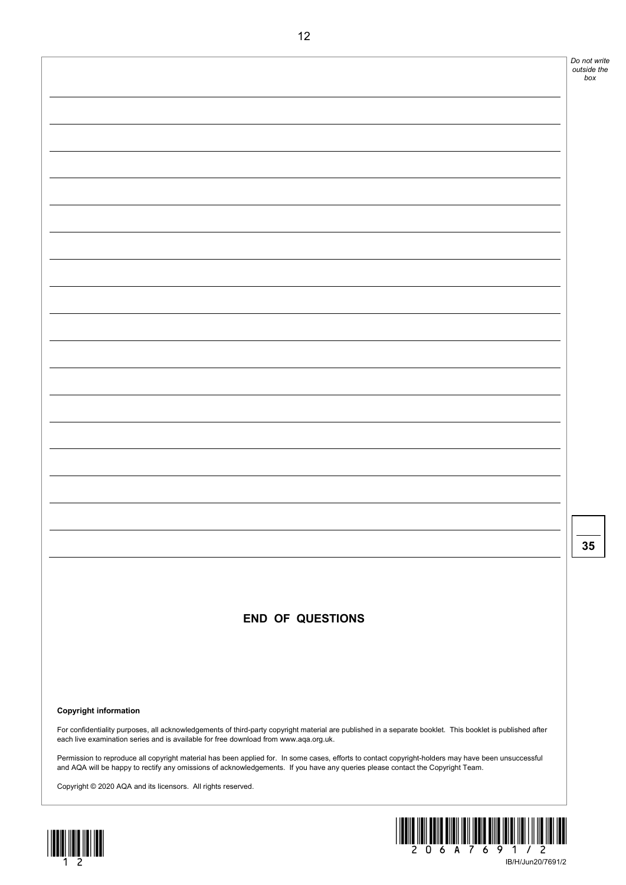35

**END OF QUESTIONS**

**Copyright information**

For confidentiality purposes, all acknowledgements of third-party copyright material are published in a separate booklet. This booklet is published after each live examination series and is available for free download from www.aqa.org.uk.

Permission to reproduce all copyright material has been applied for. In some cases, efforts to contact copyright-holders may have been unsuccessful and AQA will be happy to rectify any omissions of acknowledgements. If you have any queries please contact the Copyright Team.

Copyright © 2020 AQA and its licensors. All rights reserved.

IB/H/Jun20/7691/2